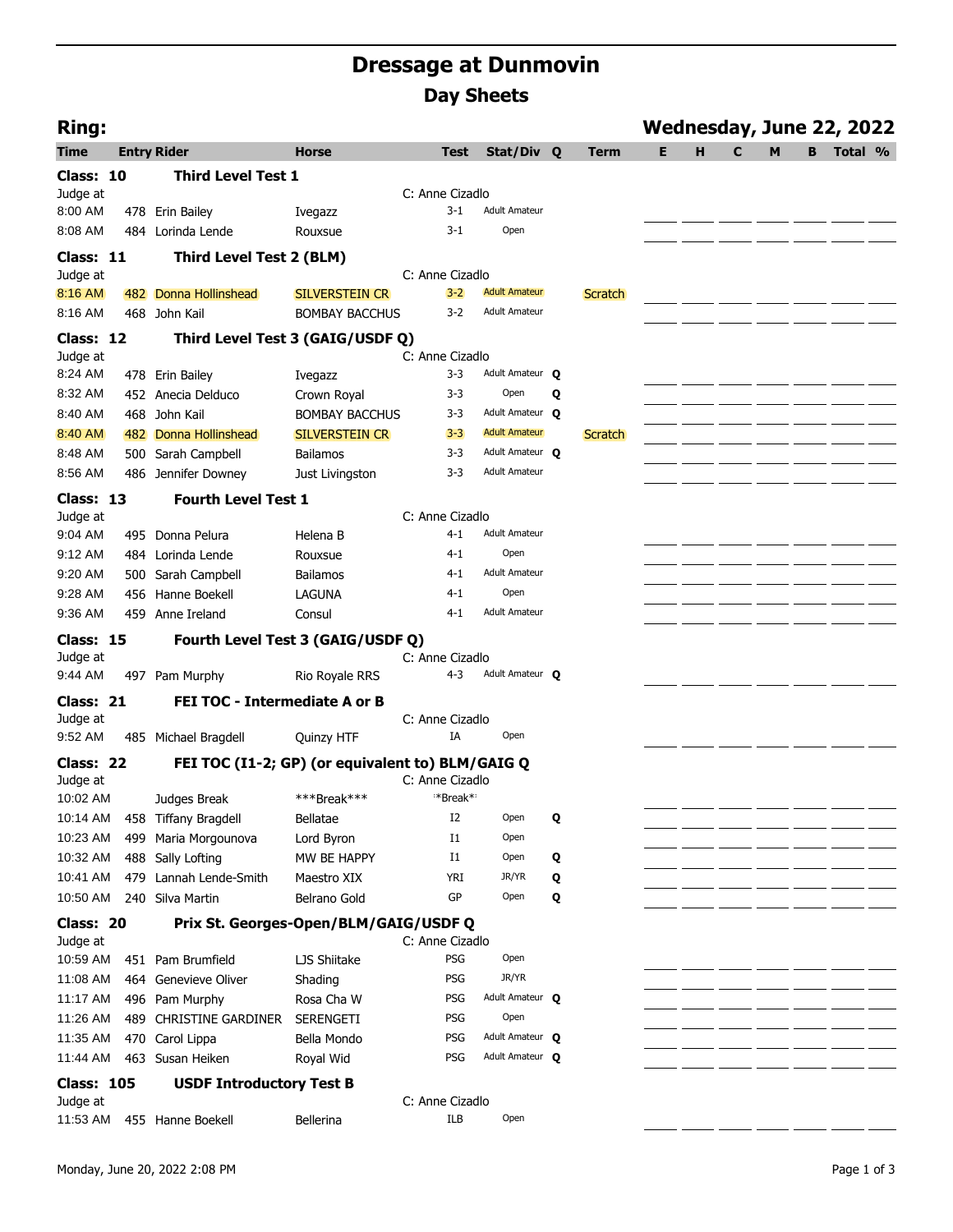# Dressage at Dunmovin

## Day Sheets

**Ring:** | **Wednesday, June 22, 2022**

| Time | Entry | Rider | Horse | Test | Stat/Div | Q | Term | E | H | C | M | B | Total | % |
|---|---|---|---|---|---|---|---|---|---|---|---|---|---|---|
| **Class: 10** | | **Third Level Test 1** | | | | | | | | | | | | |
| Judge at | | | | C: Anne Cizadlo | | | | | | | | | | |
| 8:00 AM | 478 | Erin Bailey | Ivegazz | 3-1 | Adult Amateur | | | | | | | | | |
| 8:08 AM | 484 | Lorinda Lende | Rouxsue | 3-1 | Open | | | | | | | | | |
| **Class: 11** | | **Third Level Test 2 (BLM)** | | | | | | | | | | | | |
| Judge at | | | | C: Anne Cizadlo | | | | | | | | | | |
| 8:16 AM | 482 | Donna Hollinshead | SILVERSTEIN CR | 3-2 | Adult Amateur | | Scratch | | | | | | | |
| 8:16 AM | 468 | John Kail | BOMBAY BACCHUS | 3-2 | Adult Amateur | | | | | | | | | |
| **Class: 12** | | **Third Level Test 3 (GAIG/USDF Q)** | | | | | | | | | | | | |
| Judge at | | | | C: Anne Cizadlo | | | | | | | | | | |
| 8:24 AM | 478 | Erin Bailey | Ivegazz | 3-3 | Adult Amateur | Q | | | | | | | | |
| 8:32 AM | 452 | Anecia Delduco | Crown Royal | 3-3 | Open | Q | | | | | | | | |
| 8:40 AM | 468 | John Kail | BOMBAY BACCHUS | 3-3 | Adult Amateur | Q | | | | | | | | |
| 8:40 AM | 482 | Donna Hollinshead | SILVERSTEIN CR | 3-3 | Adult Amateur | | Scratch | | | | | | | |
| 8:48 AM | 500 | Sarah Campbell | Bailamos | 3-3 | Adult Amateur | Q | | | | | | | | |
| 8:56 AM | 486 | Jennifer Downey | Just Livingston | 3-3 | Adult Amateur | | | | | | | | | |
| **Class: 13** | | **Fourth Level Test 1** | | | | | | | | | | | | |
| Judge at | | | | C: Anne Cizadlo | | | | | | | | | | |
| 9:04 AM | 495 | Donna Pelura | Helena B | 4-1 | Adult Amateur | | | | | | | | | |
| 9:12 AM | 484 | Lorinda Lende | Rouxsue | 4-1 | Open | | | | | | | | | |
| 9:20 AM | 500 | Sarah Campbell | Bailamos | 4-1 | Adult Amateur | | | | | | | | | |
| 9:28 AM | 456 | Hanne Boekell | LAGUNA | 4-1 | Open | | | | | | | | | |
| 9:36 AM | 459 | Anne Ireland | Consul | 4-1 | Adult Amateur | | | | | | | | | |
| **Class: 15** | | **Fourth Level Test 3 (GAIG/USDF Q)** | | | | | | | | | | | | |
| Judge at | | | | C: Anne Cizadlo | | | | | | | | | | |
| 9:44 AM | 497 | Pam Murphy | Rio Royale RRS | 4-3 | Adult Amateur | Q | | | | | | | | |
| **Class: 21** | | **FEI TOC - Intermediate A or B** | | | | | | | | | | | | |
| Judge at | | | | C: Anne Cizadlo | | | | | | | | | | |
| 9:52 AM | 485 | Michael Bragdell | Quinzy HTF | IA | Open | | | | | | | | | |
| **Class: 22** | | **FEI TOC (I1-2; GP) (or equivalent to) BLM/GAIG Q** | | | | | | | | | | | | |
| Judge at | | | | C: Anne Cizadlo | | | | | | | | | | |
| 10:02 AM | | Judges Break | ***Break*** | *Break* | | | | | | | | | | |
| 10:14 AM | 458 | Tiffany Bragdell | Bellatae | I2 | Open | Q | | | | | | | | |
| 10:23 AM | 499 | Maria Morgounova | Lord Byron | I1 | Open | | | | | | | | | |
| 10:32 AM | 488 | Sally Lofting | MW BE HAPPY | I1 | Open | Q | | | | | | | | |
| 10:41 AM | 479 | Lannah Lende-Smith | Maestro XIX | YRI | JR/YR | Q | | | | | | | | |
| 10:50 AM | 240 | Silva Martin | Belrano Gold | GP | Open | Q | | | | | | | | |
| **Class: 20** | | **Prix St. Georges-Open/BLM/GAIG/USDF Q** | | | | | | | | | | | | |
| Judge at | | | | C: Anne Cizadlo | | | | | | | | | | |
| 10:59 AM | 451 | Pam Brumfield | LJS Shiitake | PSG | Open | | | | | | | | | |
| 11:08 AM | 464 | Genevieve Oliver | Shading | PSG | JR/YR | | | | | | | | | |
| 11:17 AM | 496 | Pam Murphy | Rosa Cha W | PSG | Adult Amateur | Q | | | | | | | | |
| 11:26 AM | 489 | CHRISTINE GARDINER | SERENGETI | PSG | Open | | | | | | | | | |
| 11:35 AM | 470 | Carol Lippa | Bella Mondo | PSG | Adult Amateur | Q | | | | | | | | |
| 11:44 AM | 463 | Susan Heiken | Royal Wid | PSG | Adult Amateur | Q | | | | | | | | |
| **Class: 105** | | **USDF Introductory Test B** | | | | | | | | | | | | |
| Judge at | | | | C: Anne Cizadlo | | | | | | | | | | |
| 11:53 AM | 455 | Hanne Boekell | Bellerina | ILB | Open | | | | | | | | | |

Monday, June 20, 2022 2:08 PM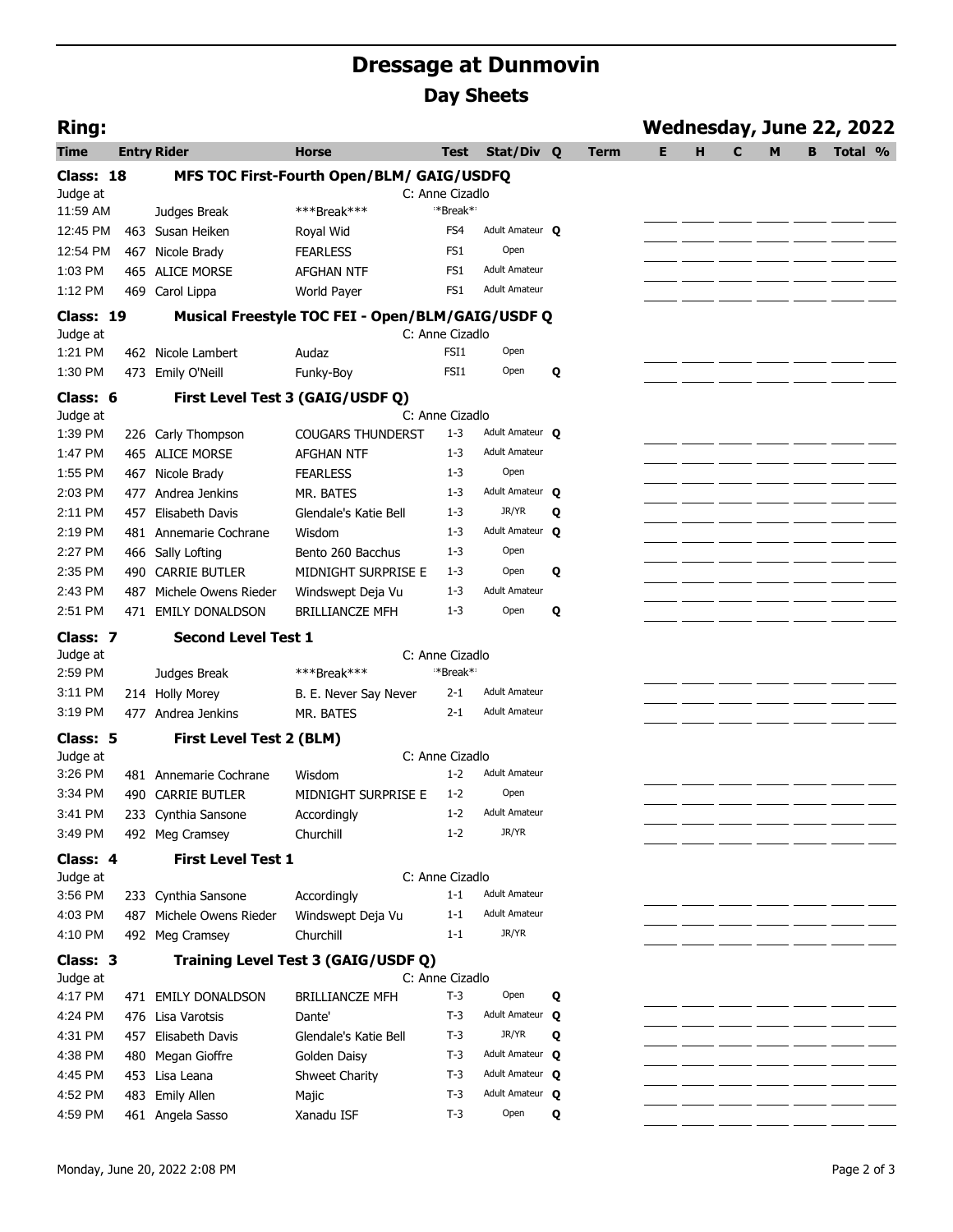# Dressage at Dunmovin

## Day Sheets

**Ring:** **Wednesday, June 22, 2022**

| Time | Entry | Rider | Horse | Test | Stat/Div | Q | Term | E | H | C | M | B | Total | % |
|---|---|---|---|---|---|---|---|---|---|---|---|---|---|---|
| **Class: 18** | | **MFS TOC First-Fourth Open/BLM/ GAIG/USDFQ** | | | | | | | | | | | | |
| Judge at | | | | C: Anne Cizadlo | | | | | | | | | | |
| 11:59 AM | | Judges Break | ***Break*** | *Break* | | | | | | | | | | |
| 12:45 PM | 463 | Susan Heiken | Royal Wid | FS4 | Adult Amateur | Q | | | | | | | | |
| 12:54 PM | 467 | Nicole Brady | FEARLESS | FS1 | Open | | | | | | | | | |
| 1:03 PM | 465 | ALICE MORSE | AFGHAN NTF | FS1 | Adult Amateur | | | | | | | | | |
| 1:12 PM | 469 | Carol Lippa | World Payer | FS1 | Adult Amateur | | | | | | | | | |
| **Class: 19** | | **Musical Freestyle TOC FEI - Open/BLM/GAIG/USDF Q** | | | | | | | | | | | | |
| Judge at | | | | C: Anne Cizadlo | | | | | | | | | | |
| 1:21 PM | 462 | Nicole Lambert | Audaz | FSI1 | Open | | | | | | | | | |
| 1:30 PM | 473 | Emily O'Neill | Funky-Boy | FSI1 | Open | Q | | | | | | | | |
| **Class: 6** | | **First Level Test 3 (GAIG/USDF Q)** | | | | | | | | | | | | |
| Judge at | | | | C: Anne Cizadlo | | | | | | | | | | |
| 1:39 PM | 226 | Carly Thompson | COUGARS THUNDERST | 1-3 | Adult Amateur | Q | | | | | | | | |
| 1:47 PM | 465 | ALICE MORSE | AFGHAN NTF | 1-3 | Adult Amateur | | | | | | | | | |
| 1:55 PM | 467 | Nicole Brady | FEARLESS | 1-3 | Open | | | | | | | | | |
| 2:03 PM | 477 | Andrea Jenkins | MR. BATES | 1-3 | Adult Amateur | Q | | | | | | | | |
| 2:11 PM | 457 | Elisabeth Davis | Glendale's Katie Bell | 1-3 | JR/YR | Q | | | | | | | | |
| 2:19 PM | 481 | Annemarie Cochrane | Wisdom | 1-3 | Adult Amateur | Q | | | | | | | | |
| 2:27 PM | 466 | Sally Lofting | Bento 260 Bacchus | 1-3 | Open | | | | | | | | | |
| 2:35 PM | 490 | CARRIE BUTLER | MIDNIGHT SURPRISE E | 1-3 | Open | Q | | | | | | | | |
| 2:43 PM | 487 | Michele Owens Rieder | Windswept Deja Vu | 1-3 | Adult Amateur | | | | | | | | | |
| 2:51 PM | 471 | EMILY DONALDSON | BRILLIANCZE MFH | 1-3 | Open | Q | | | | | | | | |
| **Class: 7** | | **Second Level Test 1** | | | | | | | | | | | | |
| Judge at | | | | C: Anne Cizadlo | | | | | | | | | | |
| 2:59 PM | | Judges Break | ***Break*** | *Break* | | | | | | | | | | |
| 3:11 PM | 214 | Holly Morey | B. E. Never Say Never | 2-1 | Adult Amateur | | | | | | | | | |
| 3:19 PM | 477 | Andrea Jenkins | MR. BATES | 2-1 | Adult Amateur | | | | | | | | | |
| **Class: 5** | | **First Level Test 2 (BLM)** | | | | | | | | | | | | |
| Judge at | | | | C: Anne Cizadlo | | | | | | | | | | |
| 3:26 PM | 481 | Annemarie Cochrane | Wisdom | 1-2 | Adult Amateur | | | | | | | | | |
| 3:34 PM | 490 | CARRIE BUTLER | MIDNIGHT SURPRISE E | 1-2 | Open | | | | | | | | | |
| 3:41 PM | 233 | Cynthia Sansone | Accordingly | 1-2 | Adult Amateur | | | | | | | | | |
| 3:49 PM | 492 | Meg Cramsey | Churchill | 1-2 | JR/YR | | | | | | | | | |
| **Class: 4** | | **First Level Test 1** | | | | | | | | | | | | |
| Judge at | | | | C: Anne Cizadlo | | | | | | | | | | |
| 3:56 PM | 233 | Cynthia Sansone | Accordingly | 1-1 | Adult Amateur | | | | | | | | | |
| 4:03 PM | 487 | Michele Owens Rieder | Windswept Deja Vu | 1-1 | Adult Amateur | | | | | | | | | |
| 4:10 PM | 492 | Meg Cramsey | Churchill | 1-1 | JR/YR | | | | | | | | | |
| **Class: 3** | | **Training Level Test 3 (GAIG/USDF Q)** | | | | | | | | | | | | |
| Judge at | | | | C: Anne Cizadlo | | | | | | | | | | |
| 4:17 PM | 471 | EMILY DONALDSON | BRILLIANCZE MFH | T-3 | Open | Q | | | | | | | | |
| 4:24 PM | 476 | Lisa Varotsis | Dante' | T-3 | Adult Amateur | Q | | | | | | | | |
| 4:31 PM | 457 | Elisabeth Davis | Glendale's Katie Bell | T-3 | JR/YR | Q | | | | | | | | |
| 4:38 PM | 480 | Megan Gioffre | Golden Daisy | T-3 | Adult Amateur | Q | | | | | | | | |
| 4:45 PM | 453 | Lisa Leana | Shweet Charity | T-3 | Adult Amateur | Q | | | | | | | | |
| 4:52 PM | 483 | Emily Allen | Majic | T-3 | Adult Amateur | Q | | | | | | | | |
| 4:59 PM | 461 | Angela Sasso | Xanadu ISF | T-3 | Open | Q | | | | | | | | |

Monday, June 20, 2022 2:08 PM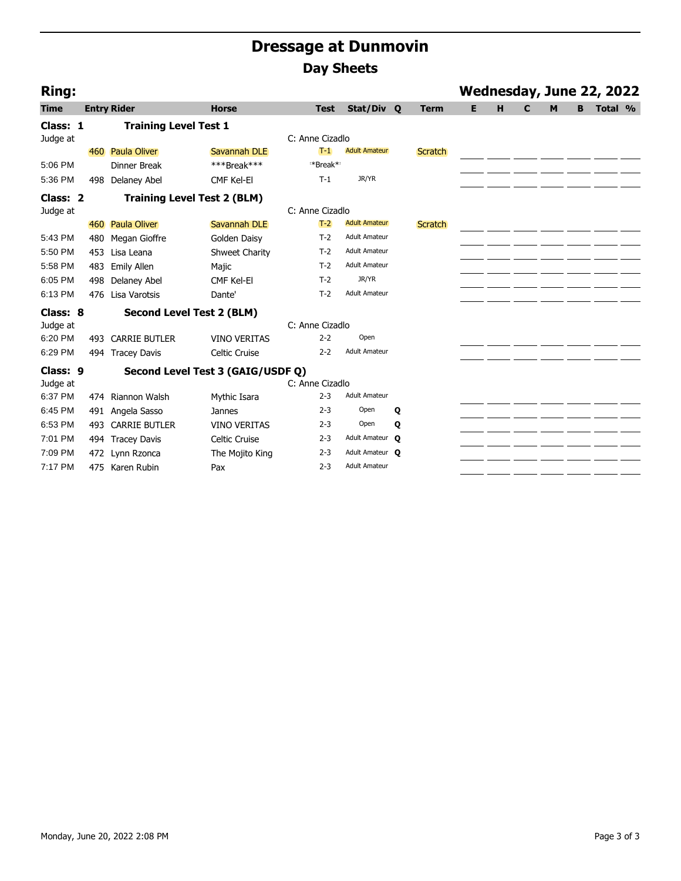# Dressage at Dunmovin

## Day Sheets

**Ring:** | **Wednesday, June 22, 2022**

| Time | Entry | Rider | Horse | Test | Stat/Div | Q | Term | E | H | C | M | B | Total | % |
|---|---|---|---|---|---|---|---|---|---|---|---|---|---|---|
| **Class: 1** | | **Training Level Test 1** | | | | | | | | | | | | |
| Judge at | | | | C: Anne Cizadlo | | | | | | | | | | |
| | 460 | Paula Oliver | Savannah DLE | T-1 | Adult Amateur | | Scratch | | | | | | | |
| 5:06 PM | | Dinner Break | ***Break*** | **Break** | | | | | | | | | | |
| 5:36 PM | 498 | Delaney Abel | CMF Kel-El | T-1 | JR/YR | | | | | | | | | |
| **Class: 2** | | **Training Level Test 2 (BLM)** | | | | | | | | | | | | |
| Judge at | | | | C: Anne Cizadlo | | | | | | | | | | |
| | 460 | Paula Oliver | Savannah DLE | T-2 | Adult Amateur | | Scratch | | | | | | | |
| 5:43 PM | 480 | Megan Gioffre | Golden Daisy | T-2 | Adult Amateur | | | | | | | | | |
| 5:50 PM | 453 | Lisa Leana | Shweet Charity | T-2 | Adult Amateur | | | | | | | | | |
| 5:58 PM | 483 | Emily Allen | Majic | T-2 | Adult Amateur | | | | | | | | | |
| 6:05 PM | 498 | Delaney Abel | CMF Kel-El | T-2 | JR/YR | | | | | | | | | |
| 6:13 PM | 476 | Lisa Varotsis | Dante' | T-2 | Adult Amateur | | | | | | | | | |
| **Class: 8** | | **Second Level Test 2 (BLM)** | | | | | | | | | | | | |
| Judge at | | | | C: Anne Cizadlo | | | | | | | | | | |
| 6:20 PM | 493 | CARRIE BUTLER | VINO VERITAS | 2-2 | Open | | | | | | | | | |
| 6:29 PM | 494 | Tracey Davis | Celtic Cruise | 2-2 | Adult Amateur | | | | | | | | | |
| **Class: 9** | | **Second Level Test 3 (GAIG/USDF Q)** | | | | | | | | | | | | |
| Judge at | | | | C: Anne Cizadlo | | | | | | | | | | |
| 6:37 PM | 474 | Riannon Walsh | Mythic Isara | 2-3 | Adult Amateur | | | | | | | | | |
| 6:45 PM | 491 | Angela Sasso | Jannes | 2-3 | Open | Q | | | | | | | | |
| 6:53 PM | 493 | CARRIE BUTLER | VINO VERITAS | 2-3 | Open | Q | | | | | | | | |
| 7:01 PM | 494 | Tracey Davis | Celtic Cruise | 2-3 | Adult Amateur | Q | | | | | | | | |
| 7:09 PM | 472 | Lynn Rzonca | The Mojito King | 2-3 | Adult Amateur | Q | | | | | | | | |
| 7:17 PM | 475 | Karen Rubin | Pax | 2-3 | Adult Amateur | | | | | | | | | |

Monday, June 20, 2022 2:08 PM